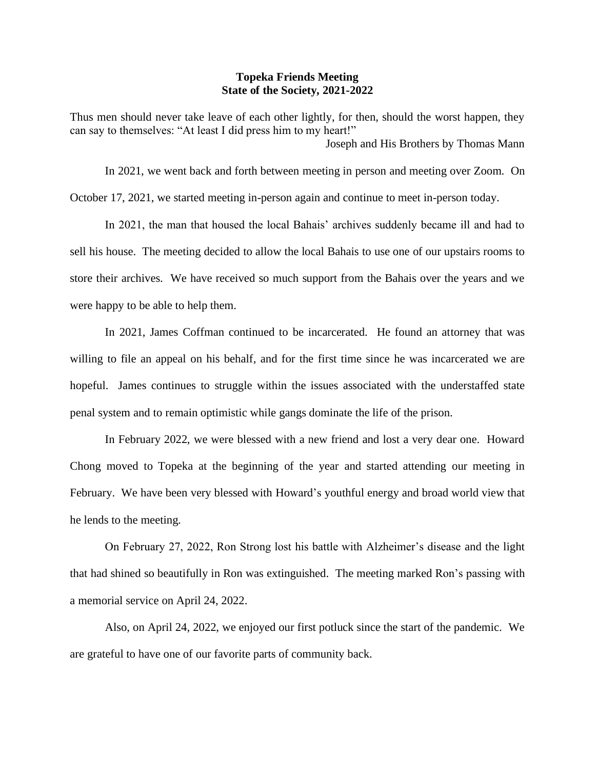# Topeka Friends Meeting
## State of the Society, 2021-2022

Thus men should never take leave of each other lightly, for then, should the worst happen, they can say to themselves: "At least I did press him to my heart!"

Joseph and His Brothers by Thomas Mann

In 2021, we went back and forth between meeting in person and meeting over Zoom. On October 17, 2021, we started meeting in-person again and continue to meet in-person today.

In 2021, the man that housed the local Bahais' archives suddenly became ill and had to sell his house. The meeting decided to allow the local Bahais to use one of our upstairs rooms to store their archives. We have received so much support from the Bahais over the years and we were happy to be able to help them.

In 2021, James Coffman continued to be incarcerated. He found an attorney that was willing to file an appeal on his behalf, and for the first time since he was incarcerated we are hopeful. James continues to struggle within the issues associated with the understaffed state penal system and to remain optimistic while gangs dominate the life of the prison.

In February 2022, we were blessed with a new friend and lost a very dear one. Howard Chong moved to Topeka at the beginning of the year and started attending our meeting in February. We have been very blessed with Howard's youthful energy and broad world view that he lends to the meeting.

On February 27, 2022, Ron Strong lost his battle with Alzheimer's disease and the light that had shined so beautifully in Ron was extinguished. The meeting marked Ron's passing with a memorial service on April 24, 2022.

Also, on April 24, 2022, we enjoyed our first potluck since the start of the pandemic. We are grateful to have one of our favorite parts of community back.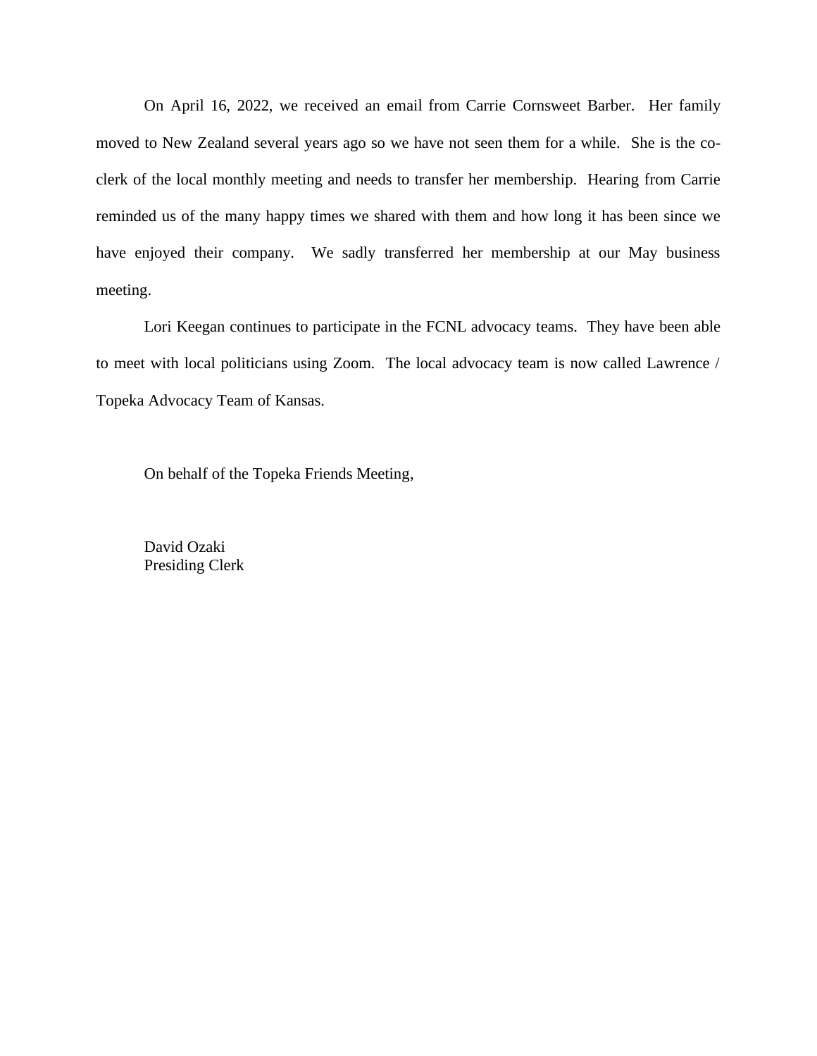On April 16, 2022, we received an email from Carrie Cornsweet Barber. Her family moved to New Zealand several years ago so we have not seen them for a while. She is the co-clerk of the local monthly meeting and needs to transfer her membership. Hearing from Carrie reminded us of the many happy times we shared with them and how long it has been since we have enjoyed their company. We sadly transferred her membership at our May business meeting.

Lori Keegan continues to participate in the FCNL advocacy teams. They have been able to meet with local politicians using Zoom. The local advocacy team is now called Lawrence / Topeka Advocacy Team of Kansas.

On behalf of the Topeka Friends Meeting,

David Ozaki
Presiding Clerk